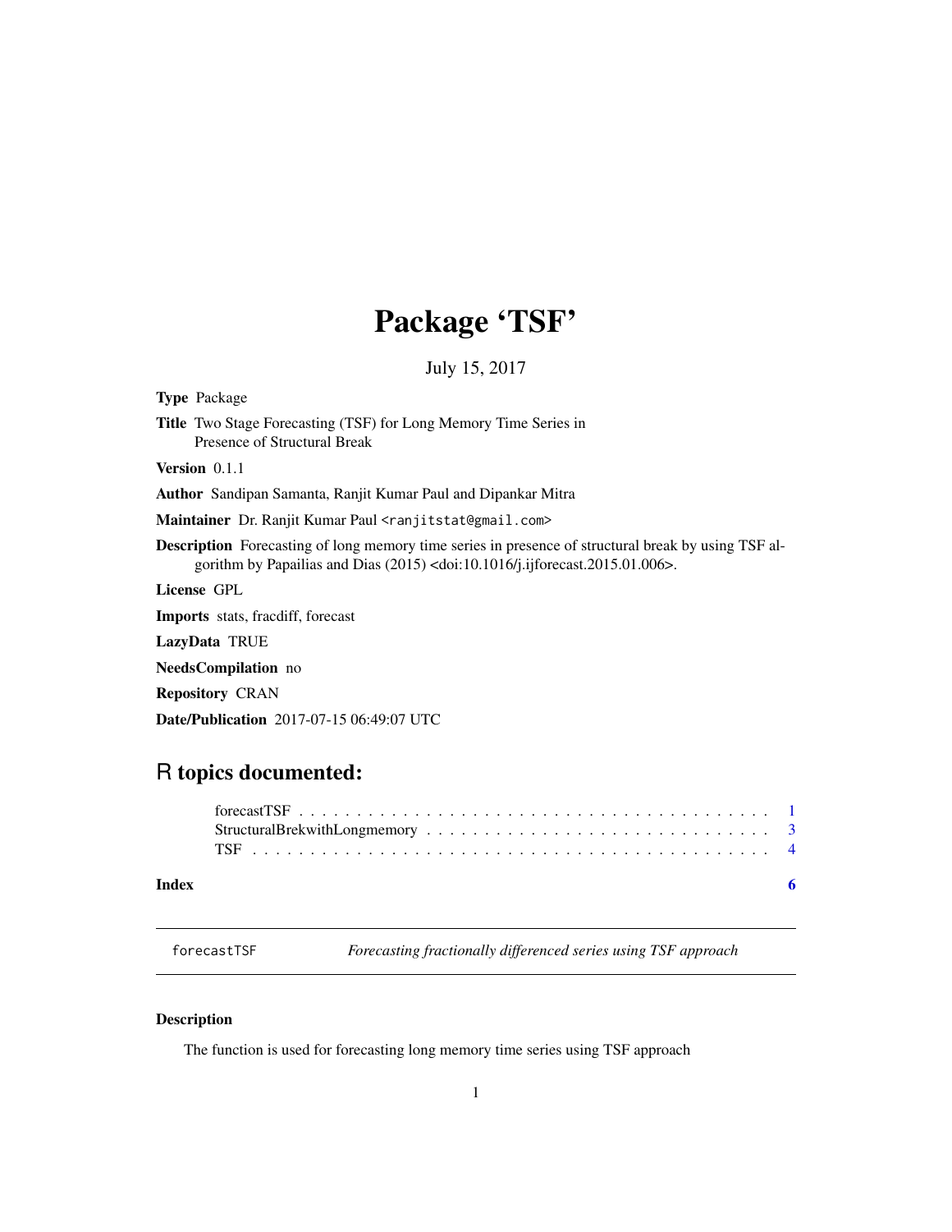# Package 'TSF'

July 15, 2017

**Type** Package

**Title** Two Stage Forecasting (TSF) for Long Memory Time Series in Presence of Structural Break

**Version** 0.1.1

**Author** Sandipan Samanta, Ranjit Kumar Paul and Dipankar Mitra

**Maintainer** Dr. Ranjit Kumar Paul <ranjitstat@gmail.com>

**Description** Forecasting of long memory time series in presence of structural break by using TSF algorithm by Papailias and Dias (2015) <doi:10.1016/j.ijforecast.2015.01.006>.

**License** GPL

**Imports** stats, fracdiff, forecast

**LazyData** TRUE

**NeedsCompilation** no

**Repository** CRAN

**Date/Publication** 2017-07-15 06:49:07 UTC

## R topics documented:

- forecastTSF . . . . . . . . . . . . . . . . . . . . . . . . . . . . . . . . . . . . . . . . 1
- StructuralBrekwithLongmemory . . . . . . . . . . . . . . . . . . . . . . . . . . . . . 3
- TSF . . . . . . . . . . . . . . . . . . . . . . . . . . . . . . . . . . . . . . . . . . . . 4

**Index** 6

---

forecastTSF *Forecasting fractionally differenced series using TSF approach*

---

### Description

The function is used for forecasting long memory time series using TSF approach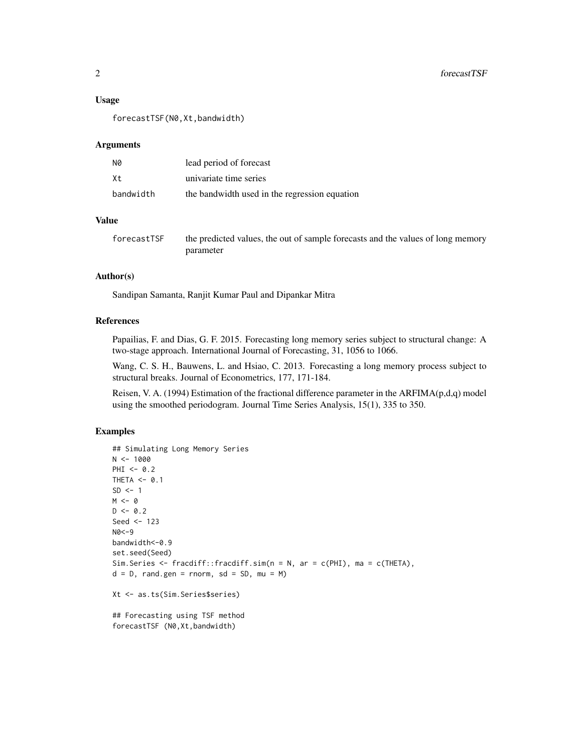## Usage

```
forecastTSF(N0,Xt,bandwidth)
```

## Arguments

| | |
|---|---|
| N0 | lead period of forecast |
| Xt | univariate time series |
| bandwidth | the bandwidth used in the regression equation |

## Value

| | |
|---|---|
| forecastTSF | the predicted values, the out of sample forecasts and the values of long memory parameter |

## Author(s)

Sandipan Samanta, Ranjit Kumar Paul and Dipankar Mitra

## References

Papailias, F. and Dias, G. F. 2015. Forecasting long memory series subject to structural change: A two-stage approach. International Journal of Forecasting, 31, 1056 to 1066.

Wang, C. S. H., Bauwens, L. and Hsiao, C. 2013. Forecasting a long memory process subject to structural breaks. Journal of Econometrics, 177, 171-184.

Reisen, V. A. (1994) Estimation of the fractional difference parameter in the ARFIMA(p,d,q) model using the smoothed periodogram. Journal Time Series Analysis, 15(1), 335 to 350.

## Examples

```
## Simulating Long Memory Series
N <- 1000
PHI <- 0.2
THETA <- 0.1
SD <- 1
M <- 0
D <- 0.2
Seed <- 123
N0<-9
bandwidth<-0.9
set.seed(Seed)
Sim.Series <- fracdiff::fracdiff.sim(n = N, ar = c(PHI), ma = c(THETA),
d = D, rand.gen = rnorm, sd = SD, mu = M)

Xt <- as.ts(Sim.Series$series)

## Forecasting using TSF method
forecastTSF (N0,Xt,bandwidth)
```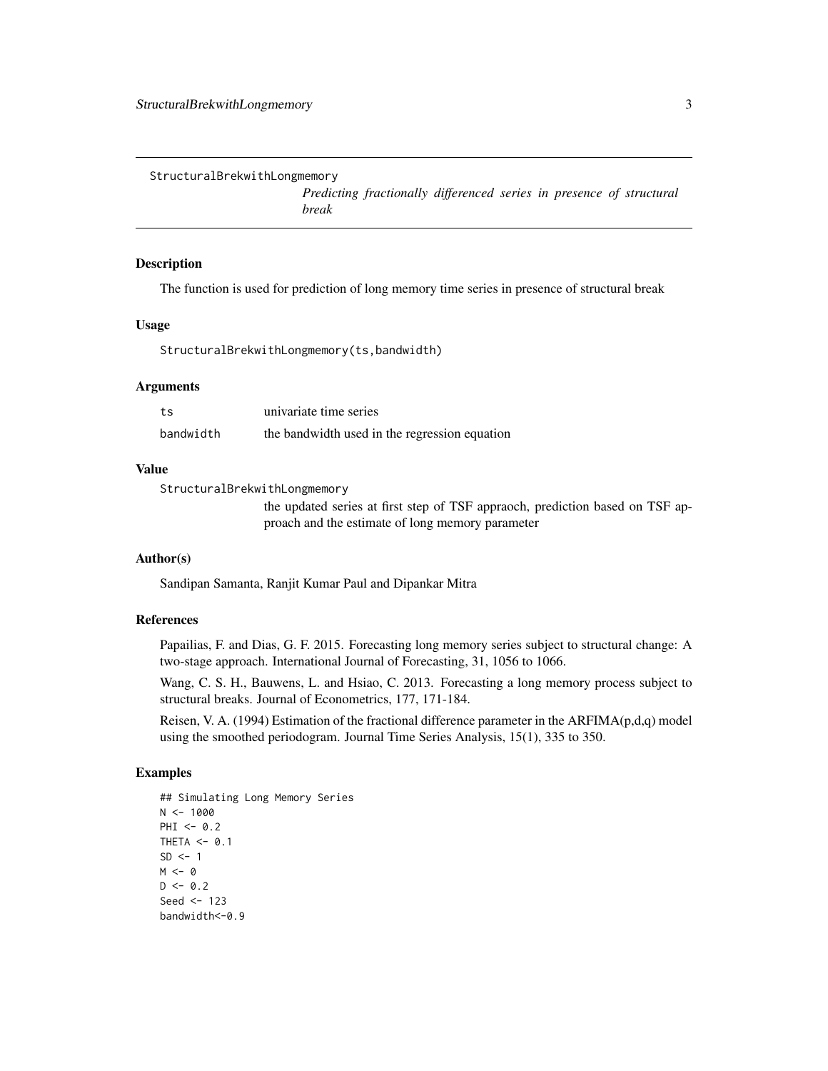StructuralBrekwithLongmemory

*Predicting fractionally differenced series in presence of structural break*

## Description

The function is used for prediction of long memory time series in presence of structural break

## Usage

```
StructuralBrekwithLongmemory(ts,bandwidth)
```

## Arguments

| | |
|---|---|
| ts | univariate time series |
| bandwidth | the bandwidth used in the regression equation |

## Value

StructuralBrekwithLongmemory
: the updated series at first step of TSF appraoch, prediction based on TSF approach and the estimate of long memory parameter

## Author(s)

Sandipan Samanta, Ranjit Kumar Paul and Dipankar Mitra

## References

Papailias, F. and Dias, G. F. 2015. Forecasting long memory series subject to structural change: A two-stage approach. International Journal of Forecasting, 31, 1056 to 1066.

Wang, C. S. H., Bauwens, L. and Hsiao, C. 2013. Forecasting a long memory process subject to structural breaks. Journal of Econometrics, 177, 171-184.

Reisen, V. A. (1994) Estimation of the fractional difference parameter in the ARFIMA(p,d,q) model using the smoothed periodogram. Journal Time Series Analysis, 15(1), 335 to 350.

## Examples

```
## Simulating Long Memory Series
N <- 1000
PHI <- 0.2
THETA <- 0.1
SD <- 1
M <- 0
D <- 0.2
Seed <- 123
bandwidth<-0.9
```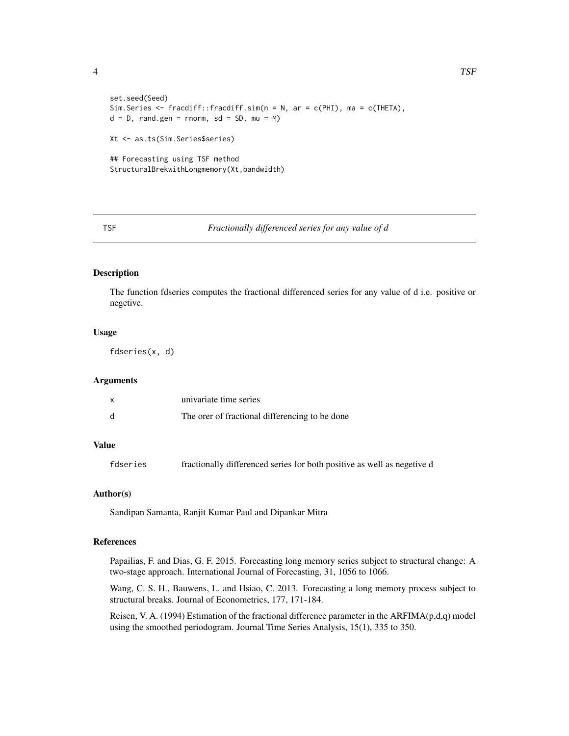```
set.seed(Seed)
Sim.Series <- fracdiff::fracdiff.sim(n = N, ar = c(PHI), ma = c(THETA),
d = D, rand.gen = rnorm, sd = SD, mu = M)

Xt <- as.ts(Sim.Series$series)

## Forecasting using TSF method
StructuralBrekwithLongmemory(Xt,bandwidth)
```

## TSF — *Fractionally differenced series for any value of d*

### Description

The function fdseries computes the fractional differenced series for any value of d i.e. positive or negetive.

### Usage

```
fdseries(x, d)
```

### Arguments

| | |
|---|---|
| x | univariate time series |
| d | The orer of fractional differencing to be done |

### Value

| | |
|---|---|
| fdseries | fractionally differenced series for both positive as well as negetive d |

### Author(s)

Sandipan Samanta, Ranjit Kumar Paul and Dipankar Mitra

### References

Papailias, F. and Dias, G. F. 2015. Forecasting long memory series subject to structural change: A two-stage approach. International Journal of Forecasting, 31, 1056 to 1066.

Wang, C. S. H., Bauwens, L. and Hsiao, C. 2013. Forecasting a long memory process subject to structural breaks. Journal of Econometrics, 177, 171-184.

Reisen, V. A. (1994) Estimation of the fractional difference parameter in the ARFIMA(p,d,q) model using the smoothed periodogram. Journal Time Series Analysis, 15(1), 335 to 350.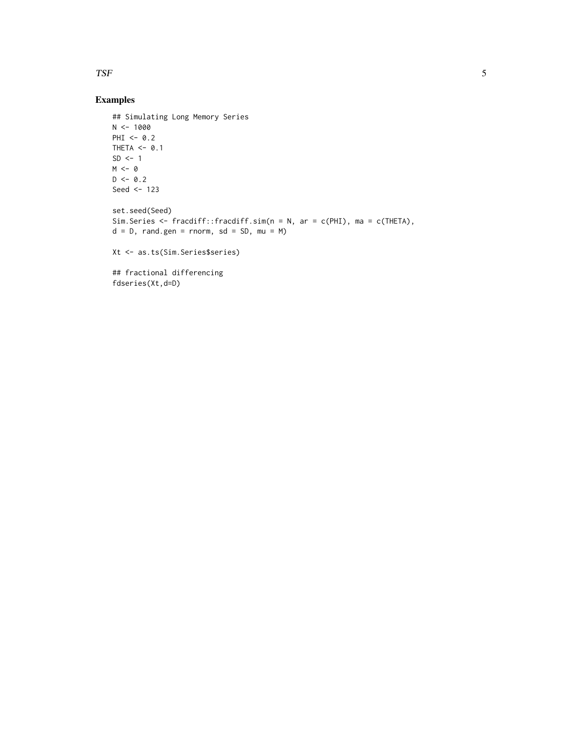## Examples

```
## Simulating Long Memory Series
N <- 1000
PHI <- 0.2
THETA <- 0.1
SD <- 1
M <- 0
D <- 0.2
Seed <- 123

set.seed(Seed)
Sim.Series <- fracdiff::fracdiff.sim(n = N, ar = c(PHI), ma = c(THETA),
d = D, rand.gen = rnorm, sd = SD, mu = M)

Xt <- as.ts(Sim.Series$series)

## fractional differencing
fdseries(Xt,d=D)
```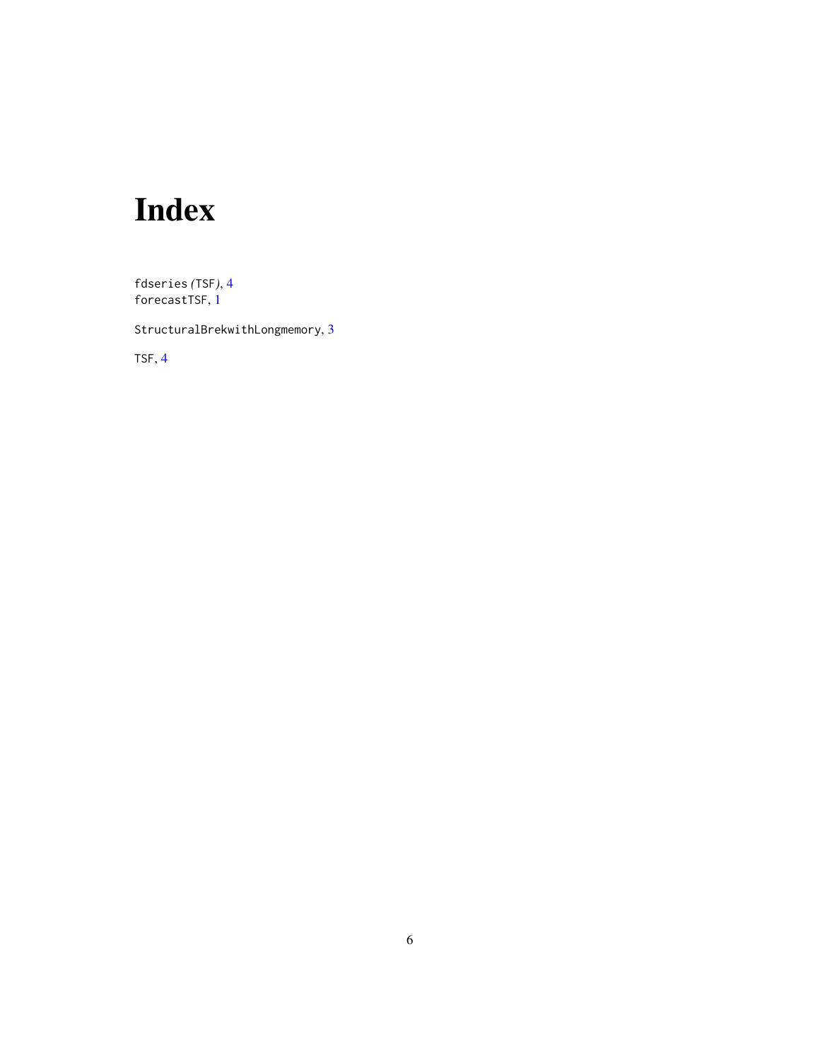# Index

fdseries (TSF), 4
forecastTSF, 1

StructuralBrekwithLongmemory, 3

TSF, 4